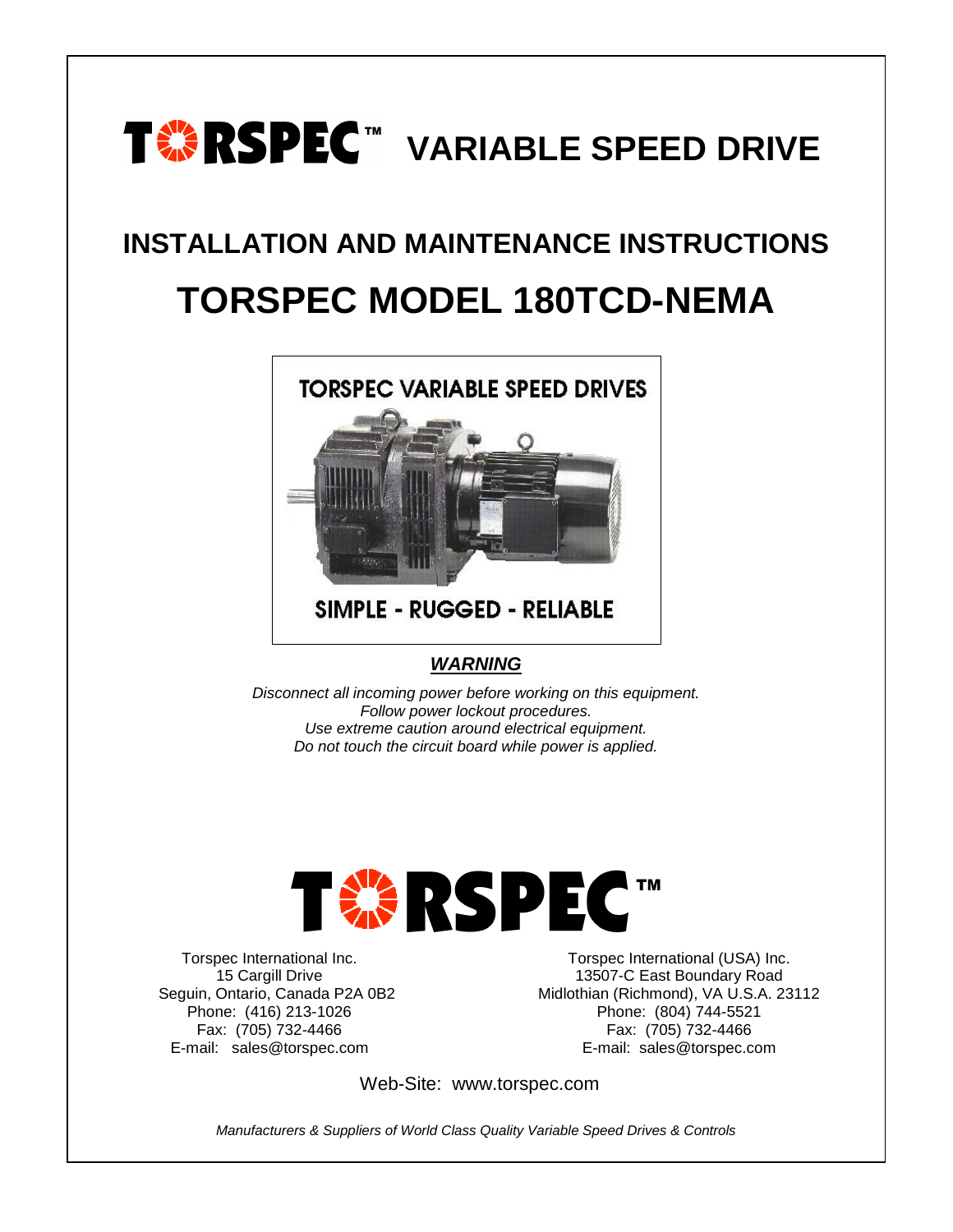# TORSPEC™ VARIABLE SPEED DRIVE

## INSTALLATION AND MAINTENANCE INSTRUCTIONS

# TORSPEC MODEL 180TCD-NEMA

TORSPEC VARIABLE SPEED DRIVES

SIMPLE - RUGGED - RELIABLE

***WARNING***

*Disconnect all incoming power before working on this equipment.*
*Follow power lockout procedures.*
*Use extreme caution around electrical equipment.*
*Do not touch the circuit board while power is applied.*

TORSPEC™

Torspec International Inc.
15 Cargill Drive
Seguin, Ontario, Canada P2A 0B2
Phone: (416) 213-1026
Fax: (705) 732-4466
E-mail: sales@torspec.com

Torspec International (USA) Inc.
13507-C East Boundary Road
Midlothian (Richmond), VA U.S.A. 23112
Phone: (804) 744-5521
Fax: (705) 732-4466
E-mail: sales@torspec.com

Web-Site: www.torspec.com

*Manufacturers & Suppliers of World Class Quality Variable Speed Drives & Controls*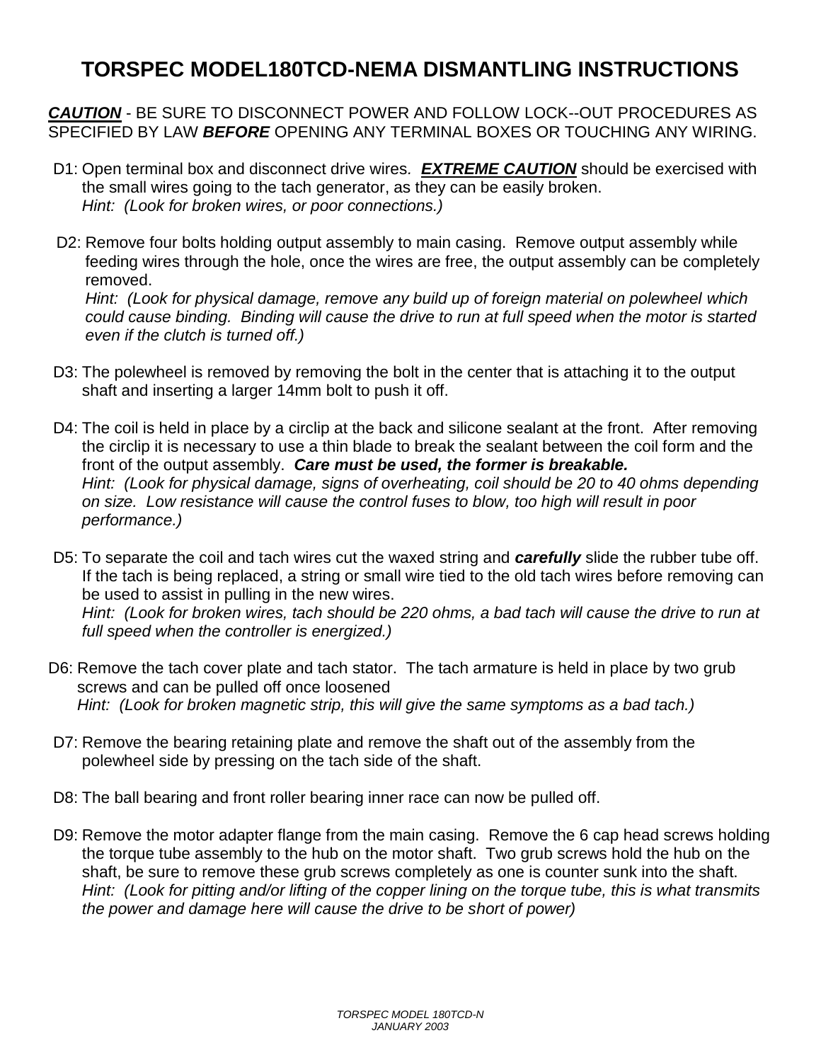# TORSPEC MODEL180TCD-NEMA DISMANTLING INSTRUCTIONS

***CAUTION*** - BE SURE TO DISCONNECT POWER AND FOLLOW LOCK--OUT PROCEDURES AS SPECIFIED BY LAW ***BEFORE*** OPENING ANY TERMINAL BOXES OR TOUCHING ANY WIRING.

D1: Open terminal box and disconnect drive wires. ***EXTREME CAUTION*** should be exercised with the small wires going to the tach generator, as they can be easily broken.
*Hint: (Look for broken wires, or poor connections.)*

D2: Remove four bolts holding output assembly to main casing. Remove output assembly while feeding wires through the hole, once the wires are free, the output assembly can be completely removed.
*Hint: (Look for physical damage, remove any build up of foreign material on polewheel which could cause binding. Binding will cause the drive to run at full speed when the motor is started even if the clutch is turned off.)*

D3: The polewheel is removed by removing the bolt in the center that is attaching it to the output shaft and inserting a larger 14mm bolt to push it off.

D4: The coil is held in place by a circlip at the back and silicone sealant at the front. After removing the circlip it is necessary to use a thin blade to break the sealant between the coil form and the front of the output assembly. ***Care must be used, the former is breakable.***
*Hint: (Look for physical damage, signs of overheating, coil should be 20 to 40 ohms depending on size. Low resistance will cause the control fuses to blow, too high will result in poor performance.)*

D5: To separate the coil and tach wires cut the waxed string and ***carefully*** slide the rubber tube off. If the tach is being replaced, a string or small wire tied to the old tach wires before removing can be used to assist in pulling in the new wires.
*Hint: (Look for broken wires, tach should be 220 ohms, a bad tach will cause the drive to run at full speed when the controller is energized.)*

D6: Remove the tach cover plate and tach stator. The tach armature is held in place by two grub screws and can be pulled off once loosened
*Hint: (Look for broken magnetic strip, this will give the same symptoms as a bad tach.)*

D7: Remove the bearing retaining plate and remove the shaft out of the assembly from the polewheel side by pressing on the tach side of the shaft.

D8: The ball bearing and front roller bearing inner race can now be pulled off.

D9: Remove the motor adapter flange from the main casing. Remove the 6 cap head screws holding the torque tube assembly to the hub on the motor shaft. Two grub screws hold the hub on the shaft, be sure to remove these grub screws completely as one is counter sunk into the shaft.
*Hint: (Look for pitting and/or lifting of the copper lining on the torque tube, this is what transmits the power and damage here will cause the drive to be short of power)*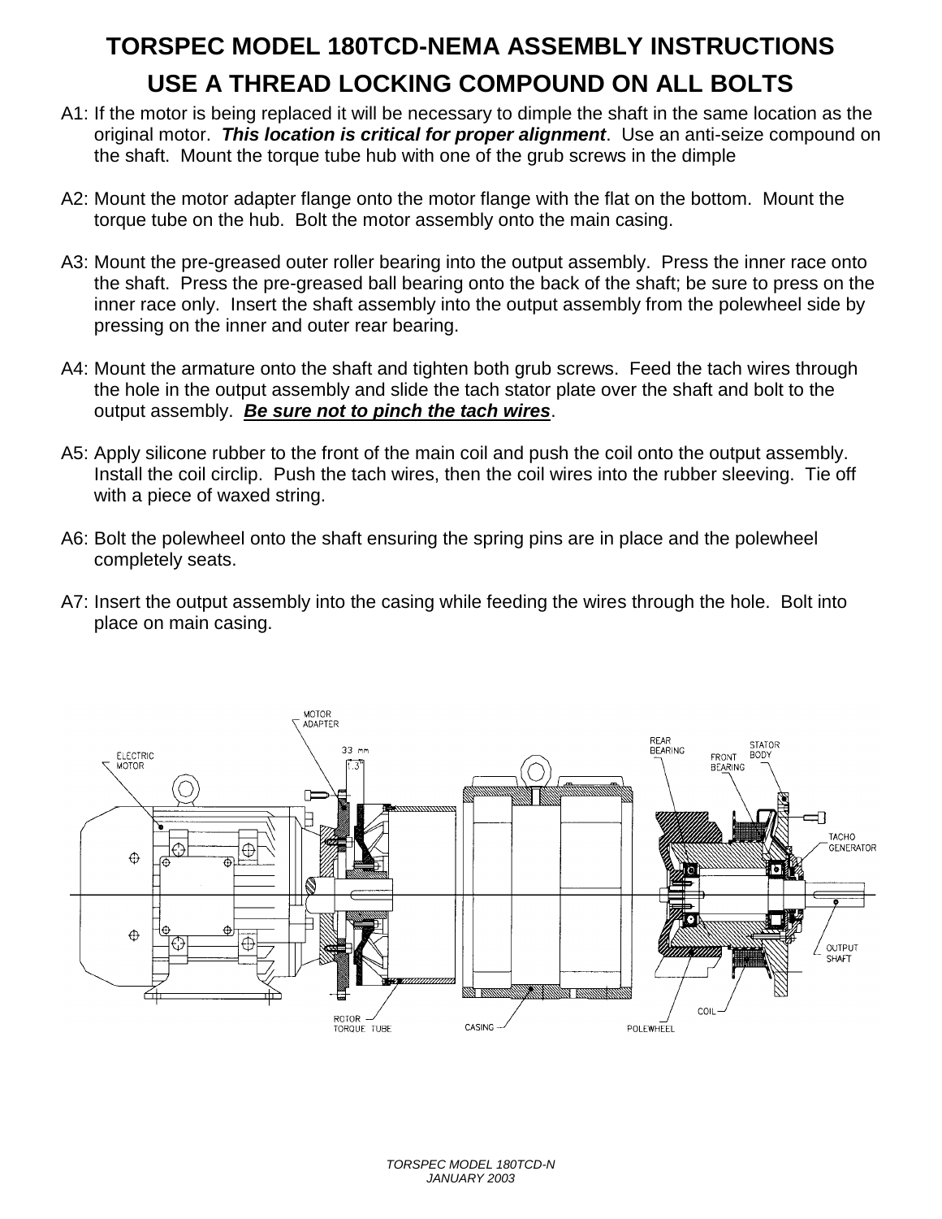# TORSPEC MODEL 180TCD-NEMA ASSEMBLY INSTRUCTIONS

## USE A THREAD LOCKING COMPOUND ON ALL BOLTS

A1: If the motor is being replaced it will be necessary to dimple the shaft in the same location as the original motor. ***This location is critical for proper alignment***. Use an anti-seize compound on the shaft. Mount the torque tube hub with one of the grub screws in the dimple

A2: Mount the motor adapter flange onto the motor flange with the flat on the bottom. Mount the torque tube on the hub. Bolt the motor assembly onto the main casing.

A3: Mount the pre-greased outer roller bearing into the output assembly. Press the inner race onto the shaft. Press the pre-greased ball bearing onto the back of the shaft; be sure to press on the inner race only. Insert the shaft assembly into the output assembly from the polewheel side by pressing on the inner and outer rear bearing.

A4: Mount the armature onto the shaft and tighten both grub screws. Feed the tach wires through the hole in the output assembly and slide the tach stator plate over the shaft and bolt to the output assembly. ***Be sure not to pinch the tach wires***.

A5: Apply silicone rubber to the front of the main coil and push the coil onto the output assembly. Install the coil circlip. Push the tach wires, then the coil wires into the rubber sleeving. Tie off with a piece of waxed string.

A6: Bolt the polewheel onto the shaft ensuring the spring pins are in place and the polewheel completely seats.

A7: Insert the output assembly into the casing while feeding the wires through the hole. Bolt into place on main casing.

ELECTRIC MOTOR

MOTOR ADAPTER

33 mm

1.3"

ROTOR TORQUE TUBE

CASING

REAR BEARING

FRONT BEARING

STATOR BODY

TACHO GENERATOR

OUTPUT SHAFT

COIL

POLEWHEEL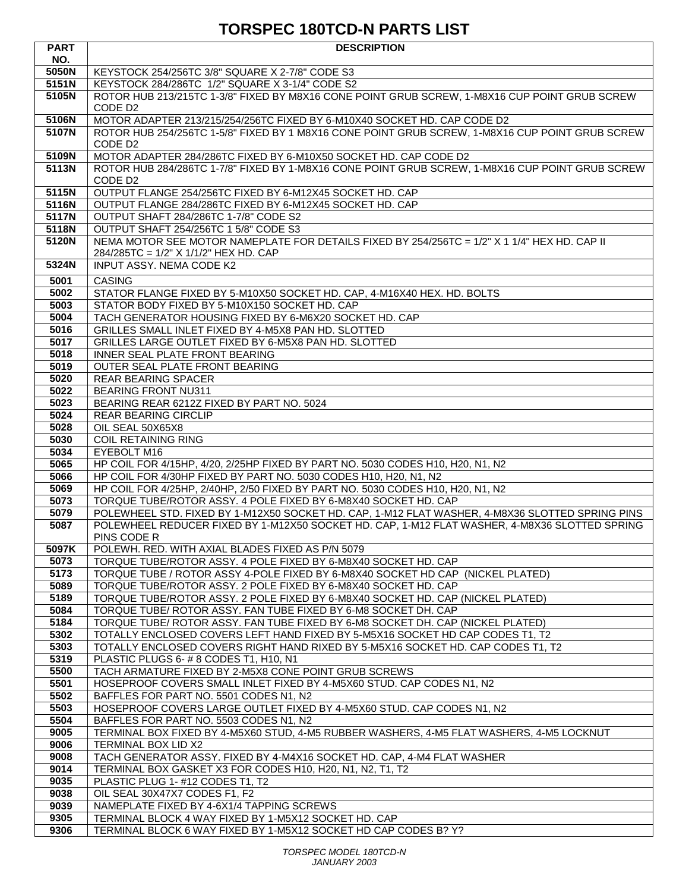# TORSPEC 180TCD-N PARTS LIST

| PART NO. | DESCRIPTION |
|---|---|
| 5050N | KEYSTOCK 254/256TC 3/8" SQUARE X 2-7/8" CODE S3 |
| 5151N | KEYSTOCK 284/286TC 1/2" SQUARE X 3-1/4" CODE S2 |
| 5105N | ROTOR HUB 213/215TC 1-3/8" FIXED BY M8X16 CONE POINT GRUB SCREW, 1-M8X16 CUP POINT GRUB SCREW CODE D2 |
| 5106N | MOTOR ADAPTER 213/215/254/256TC FIXED BY 6-M10X40 SOCKET HD. CAP CODE D2 |
| 5107N | ROTOR HUB 254/256TC 1-5/8" FIXED BY 1 M8X16 CONE POINT GRUB SCREW, 1-M8X16 CUP POINT GRUB SCREW CODE D2 |
| 5109N | MOTOR ADAPTER 284/286TC FIXED BY 6-M10X50 SOCKET HD. CAP CODE D2 |
| 5113N | ROTOR HUB 284/286TC 1-7/8" FIXED BY 1-M8X16 CONE POINT GRUB SCREW, 1-M8X16 CUP POINT GRUB SCREW CODE D2 |
| 5115N | OUTPUT FLANGE 254/256TC FIXED BY 6-M12X45 SOCKET HD. CAP |
| 5116N | OUTPUT FLANGE 284/286TC FIXED BY 6-M12X45 SOCKET HD. CAP |
| 5117N | OUTPUT SHAFT 284/286TC 1-7/8" CODE S2 |
| 5118N | OUTPUT SHAFT 254/256TC 1 5/8" CODE S3 |
| 5120N | NEMA MOTOR SEE MOTOR NAMEPLATE FOR DETAILS FIXED BY 254/256TC = 1/2" X 1 1/4" HEX HD. CAP II 284/285TC = 1/2" X 1/1/2" HEX HD. CAP |
| 5324N | INPUT ASSY. NEMA CODE K2 |
| 5001 | CASING |
| 5002 | STATOR FLANGE FIXED BY 5-M10X50 SOCKET HD. CAP, 4-M16X40 HEX. HD. BOLTS |
| 5003 | STATOR BODY FIXED BY 5-M10X150 SOCKET HD. CAP |
| 5004 | TACH GENERATOR HOUSING FIXED BY 6-M6X20 SOCKET HD. CAP |
| 5016 | GRILLES SMALL INLET FIXED BY 4-M5X8 PAN HD. SLOTTED |
| 5017 | GRILLES LARGE OUTLET FIXED BY 6-M5X8 PAN HD. SLOTTED |
| 5018 | INNER SEAL PLATE FRONT BEARING |
| 5019 | OUTER SEAL PLATE FRONT BEARING |
| 5020 | REAR BEARING SPACER |
| 5022 | BEARING FRONT NU311 |
| 5023 | BEARING REAR 6212Z FIXED BY PART NO. 5024 |
| 5024 | REAR BEARING CIRCLIP |
| 5028 | OIL SEAL 50X65X8 |
| 5030 | COIL RETAINING RING |
| 5034 | EYEBOLT M16 |
| 5065 | HP COIL FOR 4/15HP, 4/20, 2/25HP FIXED BY PART NO. 5030 CODES H10, H20, N1, N2 |
| 5066 | HP COIL FOR 4/30HP FIXED BY PART NO. 5030 CODES H10, H20, N1, N2 |
| 5069 | HP COIL FOR 4/25HP, 2/40HP, 2/50 FIXED BY PART NO. 5030 CODES H10, H20, N1, N2 |
| 5073 | TORQUE TUBE/ROTOR ASSY. 4 POLE FIXED BY 6-M8X40 SOCKET HD. CAP |
| 5079 | POLEWHEEL STD. FIXED BY 1-M12X50 SOCKET HD. CAP, 1-M12 FLAT WASHER, 4-M8X36 SLOTTED SPRING PINS |
| 5087 | POLEWHEEL REDUCER FIXED BY 1-M12X50 SOCKET HD. CAP, 1-M12 FLAT WASHER, 4-M8X36 SLOTTED SPRING PINS CODE R |
| 5097K | POLEWH. RED. WITH AXIAL BLADES FIXED AS P/N 5079 |
| 5073 | TORQUE TUBE/ROTOR ASSY. 4 POLE FIXED BY 6-M8X40 SOCKET HD. CAP |
| 5173 | TORQUE TUBE / ROTOR ASSY 4-POLE FIXED BY 6-M8X40 SOCKET HD CAP (NICKEL PLATED) |
| 5089 | TORQUE TUBE/ROTOR ASSY. 2 POLE FIXED BY 6-M8X40 SOCKET HD. CAP |
| 5189 | TORQUE TUBE/ROTOR ASSY. 2 POLE FIXED BY 6-M8X40 SOCKET HD. CAP (NICKEL PLATED) |
| 5084 | TORQUE TUBE/ ROTOR ASSY. FAN TUBE FIXED BY 6-M8 SOCKET DH. CAP |
| 5184 | TORQUE TUBE/ ROTOR ASSY. FAN TUBE FIXED BY 6-M8 SOCKET DH. CAP (NICKEL PLATED) |
| 5302 | TOTALLY ENCLOSED COVERS LEFT HAND FIXED BY 5-M5X16 SOCKET HD CAP CODES T1, T2 |
| 5303 | TOTALLY ENCLOSED COVERS RIGHT HAND RIXED BY 5-M5X16 SOCKET HD. CAP CODES T1, T2 |
| 5319 | PLASTIC PLUGS 6- # 8 CODES T1, H10, N1 |
| 5500 | TACH ARMATURE FIXED BY 2-M5X8 CONE POINT GRUB SCREWS |
| 5501 | HOSEPROOF COVERS SMALL INLET FIXED BY 4-M5X60 STUD. CAP CODES N1, N2 |
| 5502 | BAFFLES FOR PART NO. 5501 CODES N1, N2 |
| 5503 | HOSEPROOF COVERS LARGE OUTLET FIXED BY 4-M5X60 STUD. CAP CODES N1, N2 |
| 5504 | BAFFLES FOR PART NO. 5503 CODES N1, N2 |
| 9005 | TERMINAL BOX FIXED BY 4-M5X60 STUD, 4-M5 RUBBER WASHERS, 4-M5 FLAT WASHERS, 4-M5 LOCKNUT |
| 9006 | TERMINAL BOX LID X2 |
| 9008 | TACH GENERATOR ASSY. FIXED BY 4-M4X16 SOCKET HD. CAP, 4-M4 FLAT WASHER |
| 9014 | TERMINAL BOX GASKET X3 FOR CODES H10, H20, N1, N2, T1, T2 |
| 9035 | PLASTIC PLUG 1- #12 CODES T1, T2 |
| 9038 | OIL SEAL 30X47X7 CODES F1, F2 |
| 9039 | NAMEPLATE FIXED BY 4-6X1/4 TAPPING SCREWS |
| 9305 | TERMINAL BLOCK 4 WAY FIXED BY 1-M5X12 SOCKET HD. CAP |
| 9306 | TERMINAL BLOCK 6 WAY FIXED BY 1-M5X12 SOCKET HD CAP CODES B? Y? |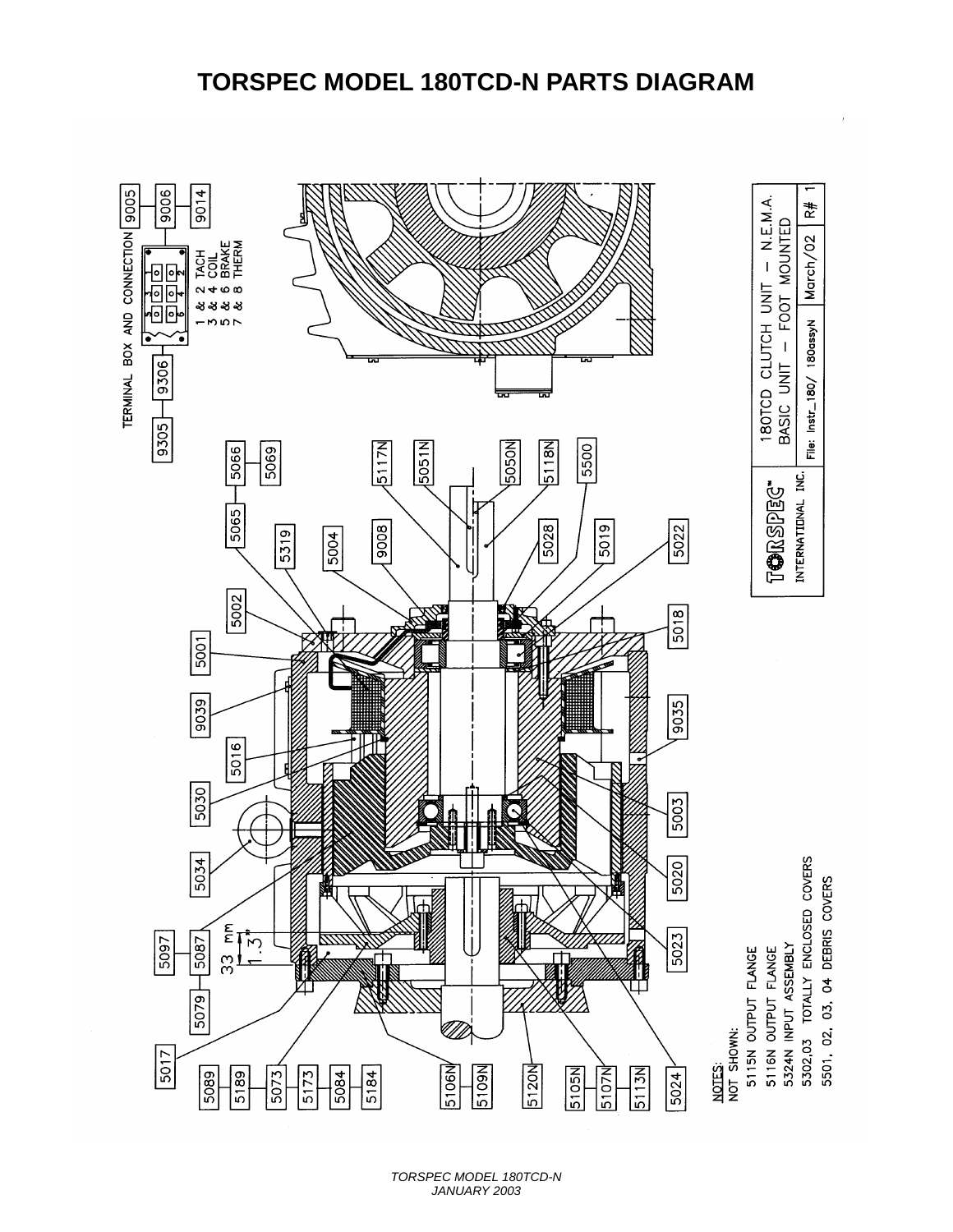# TORSPEC MODEL 180TCD-N PARTS DIAGRAM

TERMINAL BOX AND CONNECTION

9005
9006
9014
9305
9306

1 & 2 TACH
3 & 4 COIL
5 & 6 BRAKE
7 & 8 THERM

5066
5069
5065
5117N
5051N
5050N
5118N
5500
5319
5004
9008
5028
5019
5022
5002
5001
5018
9039
9035
5016
5030
5003
5034
5020
5097
5087
5023
33 mm
1.3"
5079
5017
5089
5189
5073
5173
5084
5184
5106N
5109N
5120N
5105N
5107N
5113N
5024

NOTES:
NOT SHOWN:
5115N OUTPUT FLANGE
5116N OUTPUT FLANGE
5324N INPUT ASSEMBLY
5302,03 TOTALLY ENCLOSED COVERS
5501, 02, 03, 04 DEBRIS COVERS

TORSPEC™ INTERNATIONAL INC.

180TCD CLUTCH UNIT – N.E.M.A.
BASIC UNIT – FOOT MOUNTED

File: Instr_180/ 180assyN | March/02 | R# 1

*TORSPEC MODEL 180TCD-N*
*JANUARY 2003*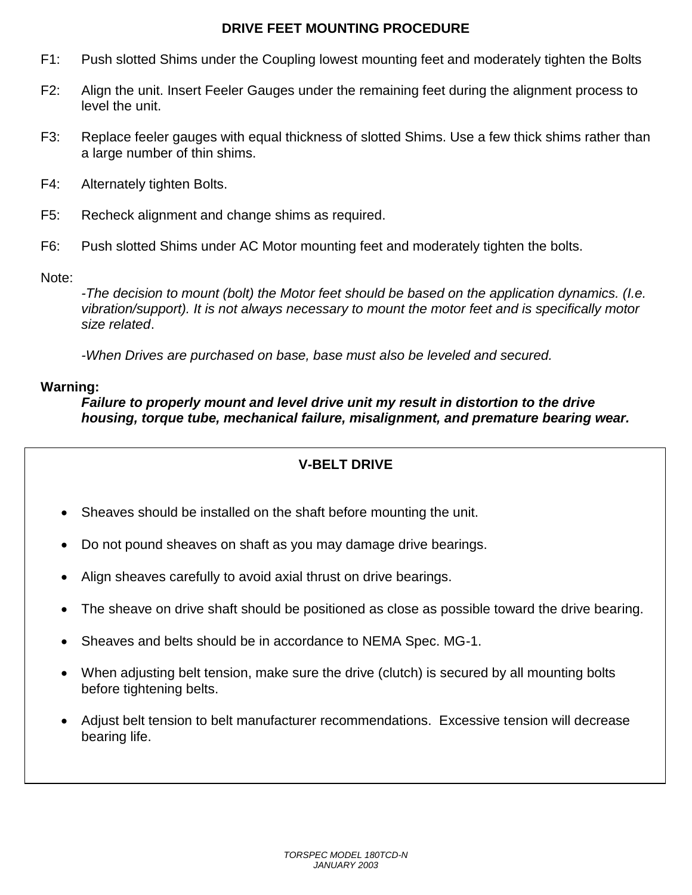## DRIVE FEET MOUNTING PROCEDURE

F1: Push slotted Shims under the Coupling lowest mounting feet and moderately tighten the Bolts

F2: Align the unit. Insert Feeler Gauges under the remaining feet during the alignment process to level the unit.

F3: Replace feeler gauges with equal thickness of slotted Shims. Use a few thick shims rather than a large number of thin shims.

F4: Alternately tighten Bolts.

F5: Recheck alignment and change shims as required.

F6: Push slotted Shims under AC Motor mounting feet and moderately tighten the bolts.

Note:

*-The decision to mount (bolt) the Motor feet should be based on the application dynamics. (I.e. vibration/support). It is not always necessary to mount the motor feet and is specifically motor size related*.

*-When Drives are purchased on base, base must also be leveled and secured.*

**Warning:**

***Failure to properly mount and level drive unit my result in distortion to the drive housing, torque tube, mechanical failure, misalignment, and premature bearing wear.***

## V-BELT DRIVE

- Sheaves should be installed on the shaft before mounting the unit.
- Do not pound sheaves on shaft as you may damage drive bearings.
- Align sheaves carefully to avoid axial thrust on drive bearings.
- The sheave on drive shaft should be positioned as close as possible toward the drive bearing.
- Sheaves and belts should be in accordance to NEMA Spec. MG-1.
- When adjusting belt tension, make sure the drive (clutch) is secured by all mounting bolts before tightening belts.
- Adjust belt tension to belt manufacturer recommendations. Excessive tension will decrease bearing life.